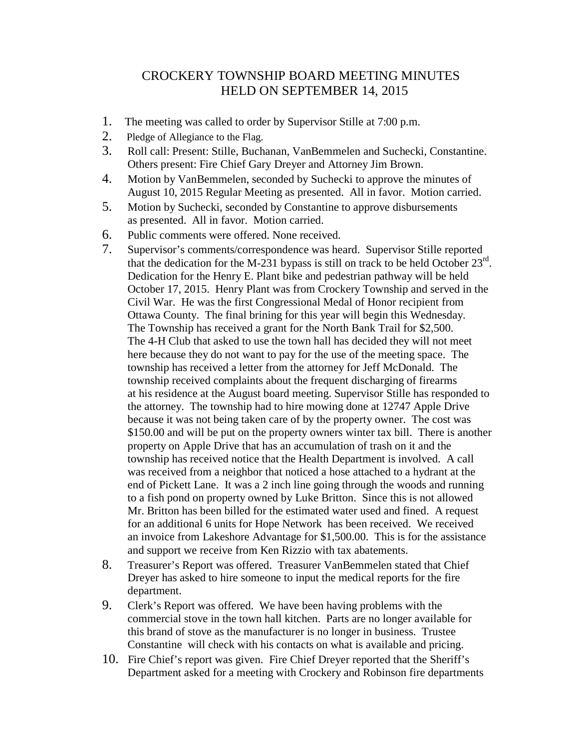# CROCKERY TOWNSHIP BOARD MEETING MINUTES
# HELD ON SEPTEMBER 14, 2015

1. The meeting was called to order by Supervisor Stille at 7:00 p.m.
2. Pledge of Allegiance to the Flag.
3. Roll call: Present: Stille, Buchanan, VanBemmelen and Suchecki, Constantine. Others present: Fire Chief Gary Dreyer and Attorney Jim Brown.
4. Motion by VanBemmelen, seconded by Suchecki to approve the minutes of August 10, 2015 Regular Meeting as presented. All in favor. Motion carried.
5. Motion by Suchecki, seconded by Constantine to approve disbursements as presented. All in favor. Motion carried.
6. Public comments were offered. None received.
7. Supervisor's comments/correspondence was heard. Supervisor Stille reported that the dedication for the M-231 bypass is still on track to be held October 23rd. Dedication for the Henry E. Plant bike and pedestrian pathway will be held October 17, 2015. Henry Plant was from Crockery Township and served in the Civil War. He was the first Congressional Medal of Honor recipient from Ottawa County. The final brining for this year will begin this Wednesday. The Township has received a grant for the North Bank Trail for $2,500. The 4-H Club that asked to use the town hall has decided they will not meet here because they do not want to pay for the use of the meeting space. The township has received a letter from the attorney for Jeff McDonald. The township received complaints about the frequent discharging of firearms at his residence at the August board meeting. Supervisor Stille has responded to the attorney. The township had to hire mowing done at 12747 Apple Drive because it was not being taken care of by the property owner. The cost was $150.00 and will be put on the property owners winter tax bill. There is another property on Apple Drive that has an accumulation of trash on it and the township has received notice that the Health Department is involved. A call was received from a neighbor that noticed a hose attached to a hydrant at the end of Pickett Lane. It was a 2 inch line going through the woods and running to a fish pond on property owned by Luke Britton. Since this is not allowed Mr. Britton has been billed for the estimated water used and fined. A request for an additional 6 units for Hope Network has been received. We received an invoice from Lakeshore Advantage for $1,500.00. This is for the assistance and support we receive from Ken Rizzio with tax abatements.
8. Treasurer's Report was offered. Treasurer VanBemmelen stated that Chief Dreyer has asked to hire someone to input the medical reports for the fire department.
9. Clerk's Report was offered. We have been having problems with the commercial stove in the town hall kitchen. Parts are no longer available for this brand of stove as the manufacturer is no longer in business. Trustee Constantine will check with his contacts on what is available and pricing.
10. Fire Chief's report was given. Fire Chief Dreyer reported that the Sheriff's Department asked for a meeting with Crockery and Robinson fire departments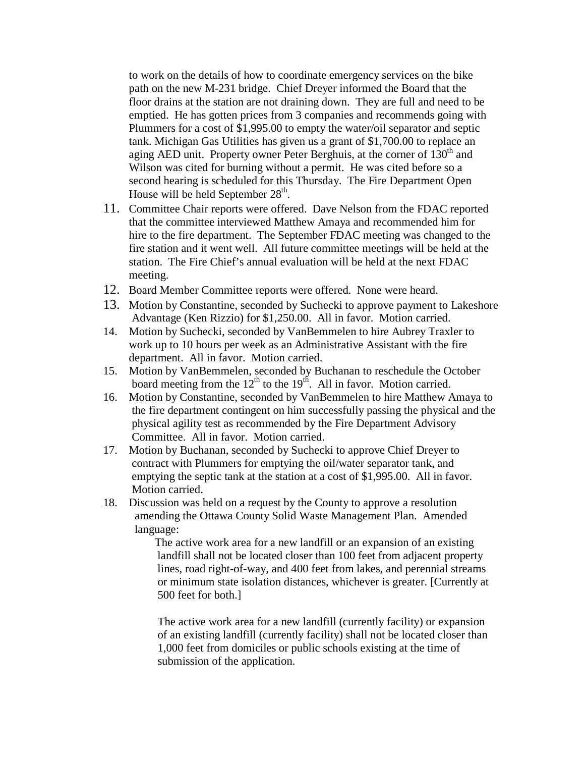to work on the details of how to coordinate emergency services on the bike path on the new M-231 bridge. Chief Dreyer informed the Board that the floor drains at the station are not draining down. They are full and need to be emptied. He has gotten prices from 3 companies and recommends going with Plummers for a cost of $1,995.00 to empty the water/oil separator and septic tank. Michigan Gas Utilities has given us a grant of $1,700.00 to replace an aging AED unit. Property owner Peter Berghuis, at the corner of 130th and Wilson was cited for burning without a permit. He was cited before so a second hearing is scheduled for this Thursday. The Fire Department Open House will be held September 28th.

11. Committee Chair reports were offered. Dave Nelson from the FDAC reported that the committee interviewed Matthew Amaya and recommended him for hire to the fire department. The September FDAC meeting was changed to the fire station and it went well. All future committee meetings will be held at the station. The Fire Chief's annual evaluation will be held at the next FDAC meeting.
12. Board Member Committee reports were offered. None were heard.
13. Motion by Constantine, seconded by Suchecki to approve payment to Lakeshore Advantage (Ken Rizzio) for $1,250.00. All in favor. Motion carried.
14. Motion by Suchecki, seconded by VanBemmelen to hire Aubrey Traxler to work up to 10 hours per week as an Administrative Assistant with the fire department. All in favor. Motion carried.
15. Motion by VanBemmelen, seconded by Buchanan to reschedule the October board meeting from the 12th to the 19th. All in favor. Motion carried.
16. Motion by Constantine, seconded by VanBemmelen to hire Matthew Amaya to the fire department contingent on him successfully passing the physical and the physical agility test as recommended by the Fire Department Advisory Committee. All in favor. Motion carried.
17. Motion by Buchanan, seconded by Suchecki to approve Chief Dreyer to contract with Plummers for emptying the oil/water separator tank, and emptying the septic tank at the station at a cost of $1,995.00. All in favor. Motion carried.
18. Discussion was held on a request by the County to approve a resolution amending the Ottawa County Solid Waste Management Plan. Amended language:

    The active work area for a new landfill or an expansion of an existing landfill shall not be located closer than 100 feet from adjacent property lines, road right-of-way, and 400 feet from lakes, and perennial streams or minimum state isolation distances, whichever is greater. [Currently at 500 feet for both.]

    The active work area for a new landfill (currently facility) or expansion of an existing landfill (currently facility) shall not be located closer than 1,000 feet from domiciles or public schools existing at the time of submission of the application.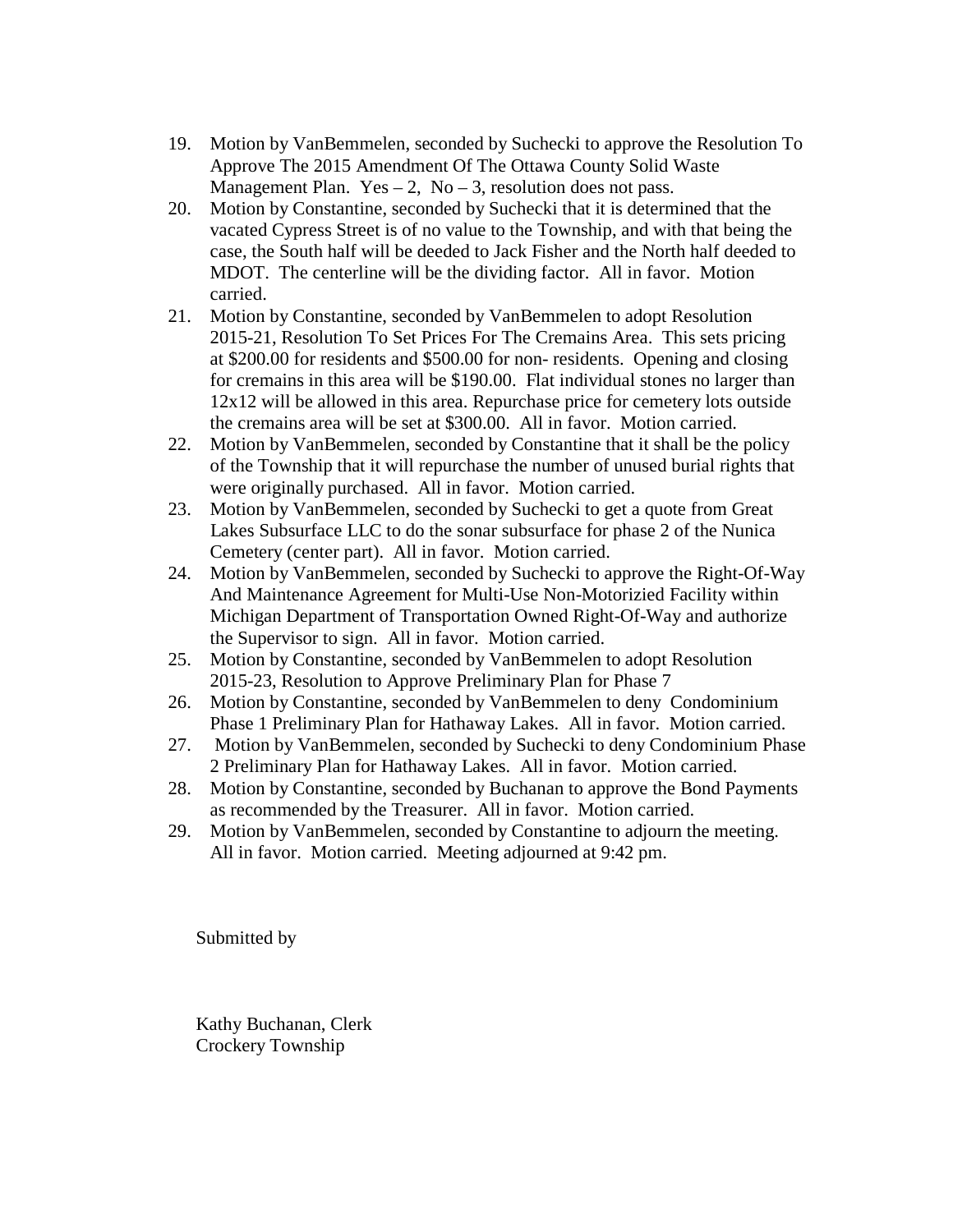19. Motion by VanBemmelen, seconded by Suchecki to approve the Resolution To Approve The 2015 Amendment Of The Ottawa County Solid Waste Management Plan. Yes – 2, No – 3, resolution does not pass.
20. Motion by Constantine, seconded by Suchecki that it is determined that the vacated Cypress Street is of no value to the Township, and with that being the case, the South half will be deeded to Jack Fisher and the North half deeded to MDOT. The centerline will be the dividing factor. All in favor. Motion carried.
21. Motion by Constantine, seconded by VanBemmelen to adopt Resolution 2015-21, Resolution To Set Prices For The Cremains Area. This sets pricing at $200.00 for residents and $500.00 for non- residents. Opening and closing for cremains in this area will be $190.00. Flat individual stones no larger than 12x12 will be allowed in this area. Repurchase price for cemetery lots outside the cremains area will be set at $300.00. All in favor. Motion carried.
22. Motion by VanBemmelen, seconded by Constantine that it shall be the policy of the Township that it will repurchase the number of unused burial rights that were originally purchased. All in favor. Motion carried.
23. Motion by VanBemmelen, seconded by Suchecki to get a quote from Great Lakes Subsurface LLC to do the sonar subsurface for phase 2 of the Nunica Cemetery (center part). All in favor. Motion carried.
24. Motion by VanBemmelen, seconded by Suchecki to approve the Right-Of-Way And Maintenance Agreement for Multi-Use Non-Motorizied Facility within Michigan Department of Transportation Owned Right-Of-Way and authorize the Supervisor to sign. All in favor. Motion carried.
25. Motion by Constantine, seconded by VanBemmelen to adopt Resolution 2015-23, Resolution to Approve Preliminary Plan for Phase 7
26. Motion by Constantine, seconded by VanBemmelen to deny Condominium Phase 1 Preliminary Plan for Hathaway Lakes. All in favor. Motion carried.
27. Motion by VanBemmelen, seconded by Suchecki to deny Condominium Phase 2 Preliminary Plan for Hathaway Lakes. All in favor. Motion carried.
28. Motion by Constantine, seconded by Buchanan to approve the Bond Payments as recommended by the Treasurer. All in favor. Motion carried.
29. Motion by VanBemmelen, seconded by Constantine to adjourn the meeting. All in favor. Motion carried. Meeting adjourned at 9:42 pm.

Submitted by

Kathy Buchanan, Clerk
Crockery Township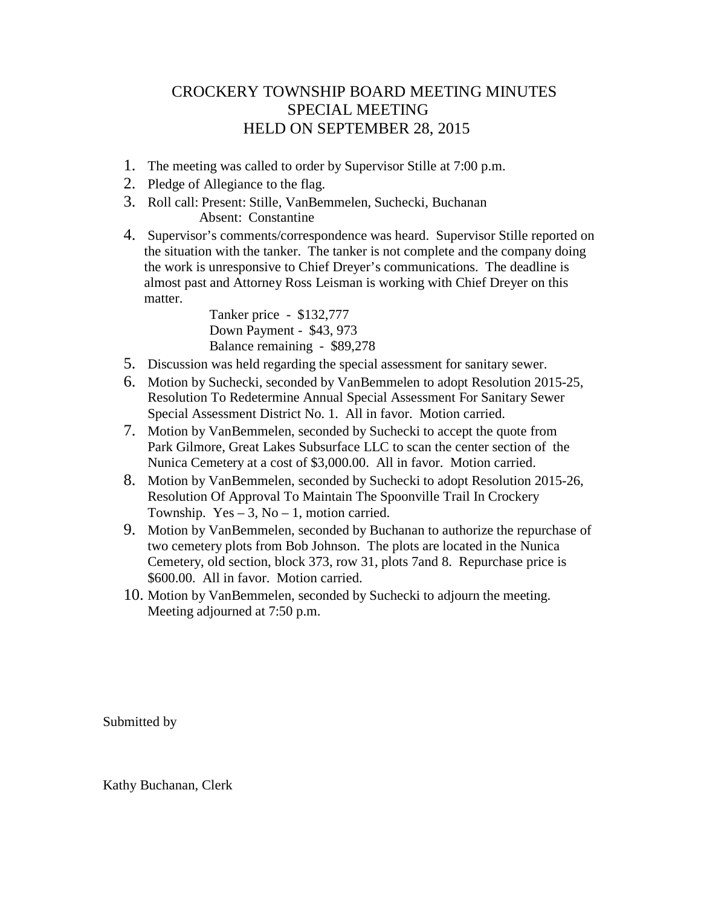# CROCKERY TOWNSHIP BOARD MEETING MINUTES
## SPECIAL MEETING
## HELD ON SEPTEMBER 28, 2015

1. The meeting was called to order by Supervisor Stille at 7:00 p.m.
2. Pledge of Allegiance to the flag.
3. Roll call: Present: Stille, VanBemmelen, Suchecki, Buchanan
   Absent: Constantine
4. Supervisor's comments/correspondence was heard. Supervisor Stille reported on the situation with the tanker. The tanker is not complete and the company doing the work is unresponsive to Chief Dreyer's communications. The deadline is almost past and Attorney Ross Leisman is working with Chief Dreyer on this matter.
   
   Tanker price - $132,777
   Down Payment - $43, 973
   Balance remaining - $89,278
5. Discussion was held regarding the special assessment for sanitary sewer.
6. Motion by Suchecki, seconded by VanBemmelen to adopt Resolution 2015-25, Resolution To Redetermine Annual Special Assessment For Sanitary Sewer Special Assessment District No. 1. All in favor. Motion carried.
7. Motion by VanBemmelen, seconded by Suchecki to accept the quote from Park Gilmore, Great Lakes Subsurface LLC to scan the center section of the Nunica Cemetery at a cost of $3,000.00. All in favor. Motion carried.
8. Motion by VanBemmelen, seconded by Suchecki to adopt Resolution 2015-26, Resolution Of Approval To Maintain The Spoonville Trail In Crockery Township. Yes – 3, No – 1, motion carried.
9. Motion by VanBemmelen, seconded by Buchanan to authorize the repurchase of two cemetery plots from Bob Johnson. The plots are located in the Nunica Cemetery, old section, block 373, row 31, plots 7and 8. Repurchase price is $600.00. All in favor. Motion carried.
10. Motion by VanBemmelen, seconded by Suchecki to adjourn the meeting. Meeting adjourned at 7:50 p.m.

Submitted by

Kathy Buchanan, Clerk